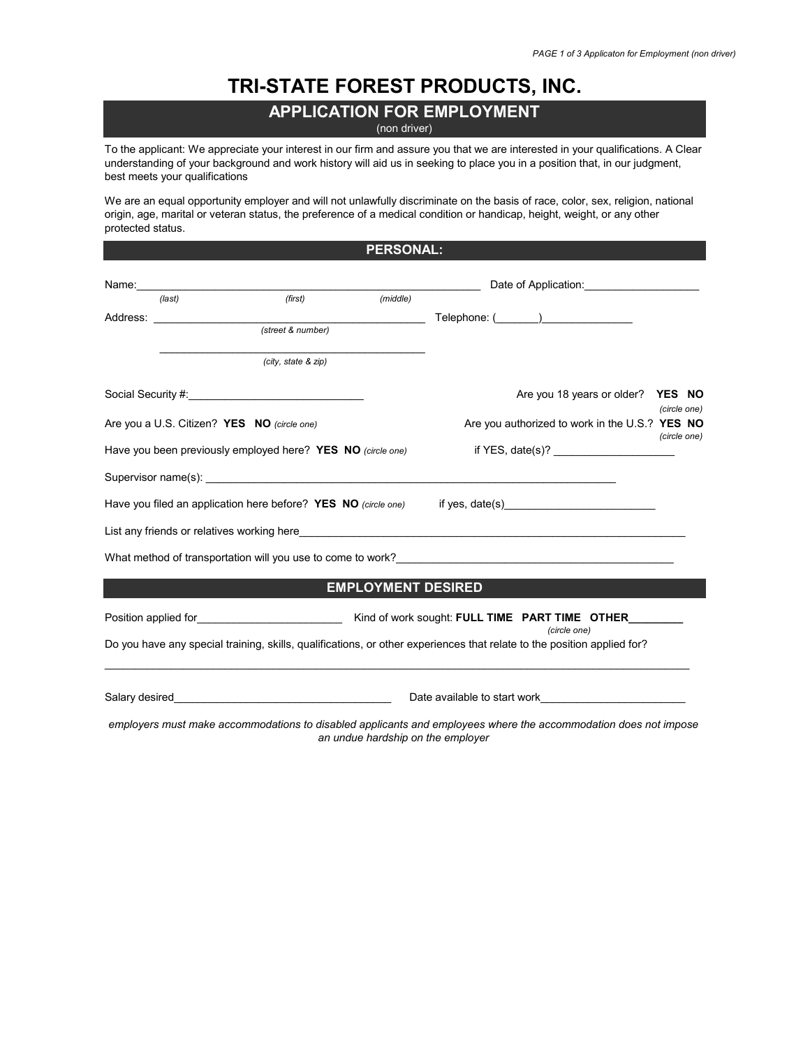# TRI-STATE FOREST PRODUCTS, INC.

## APPLICATION FOR EMPLOYMENT

(non driver)

To the applicant: We appreciate your interest in our firm and assure you that we are interested in your qualifications. A Clear understanding of your background and work history will aid us in seeking to place you in a position that, in our judgment, best meets your qualifications

We are an equal opportunity employer and will not unlawfully discriminate on the basis of race, color, sex, religion, national origin, age, marital or veteran status, the preference of a medical condition or handicap, height, weight, or any other protected status.

## PERSONAL:

Name:_______________________________________________________ Date of Application:___________________

*(last)* *(first)* *(middle)*

Address: ____________________________________________ Telephone: (_______)_______________

*(street & number)*

____________________________________________

*(city, state & zip)*

Social Security #:_____________________________ Are you 18 years or older? **YES NO** *(circle one)*

Are you a U.S. Citizen? **YES NO** *(circle one)* Are you authorized to work in the U.S.? **YES NO** *(circle one)*

Have you been previously employed here? **YES NO** *(circle one)* if YES, date(s)? ____________________

Supervisor name(s): _____________________________________________________________________

Have you filed an application here before? **YES NO** *(circle one)* if yes, date(s)_________________________

List any friends or relatives working here__________________________________________________________________

What method of transportation will you use to come to work?_______________________________________________

## EMPLOYMENT DESIRED

Position applied for________________________ Kind of work sought: **FULL TIME PART TIME OTHER**_________ *(circle one)*

Do you have any special training, skills, qualifications, or other experiences that relate to the position applied for?

_____________________________________________________________________________________________________

Salary desired___________________________________ Date available to start work________________________

*employers must make accommodations to disabled applicants and employees where the accommodation does not impose an undue hardship on the employer*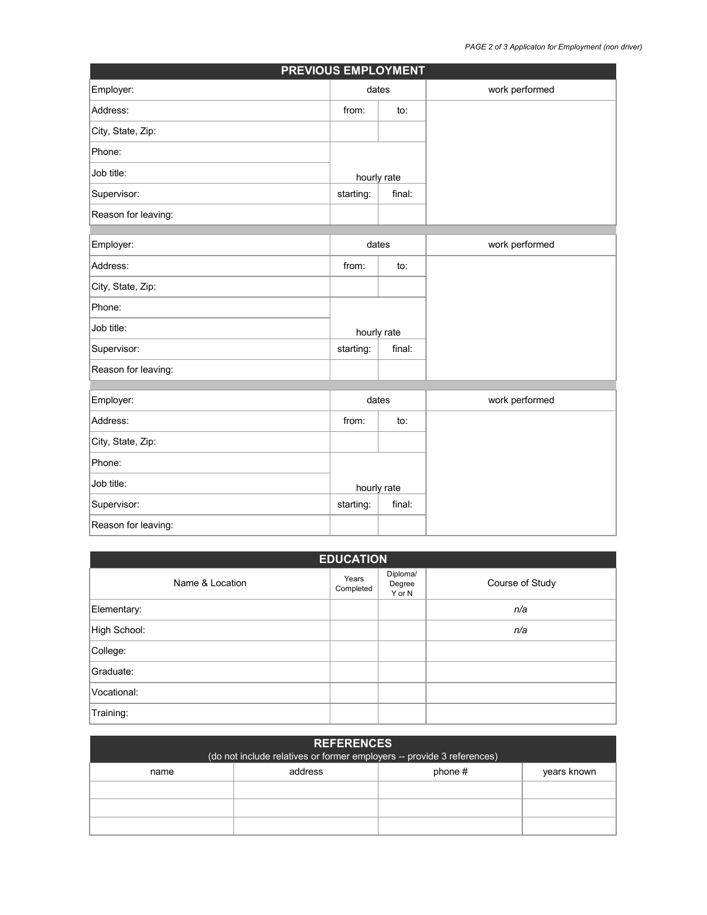## PREVIOUS EMPLOYMENT

| Employer: | dates | | work performed |
|---|---|---|---|
| Address: | from: | to: | |
| City, State, Zip: | | | |
| Phone: | | | |
| Job title: | hourly rate | | |
| Supervisor: | starting: | final: | |
| Reason for leaving: | | | |

| Employer: | dates | | work performed |
|---|---|---|---|
| Address: | from: | to: | |
| City, State, Zip: | | | |
| Phone: | | | |
| Job title: | hourly rate | | |
| Supervisor: | starting: | final: | |
| Reason for leaving: | | | |

| Employer: | dates | | work performed |
|---|---|---|---|
| Address: | from: | to: | |
| City, State, Zip: | | | |
| Phone: | | | |
| Job title: | hourly rate | | |
| Supervisor: | starting: | final: | |
| Reason for leaving: | | | |

## EDUCATION

| Name & Location | Years Completed | Diploma/ Degree Y or N | Course of Study |
|---|---|---|---|
| Elementary: | | | *n/a* |
| High School: | | | *n/a* |
| College: | | | |
| Graduate: | | | |
| Vocational: | | | |
| Training: | | | |

## REFERENCES

(do not include relatives or former employers -- provide 3 references)

| name | address | phone # | years known |
|---|---|---|---|
| | | | |
| | | | |
| | | | |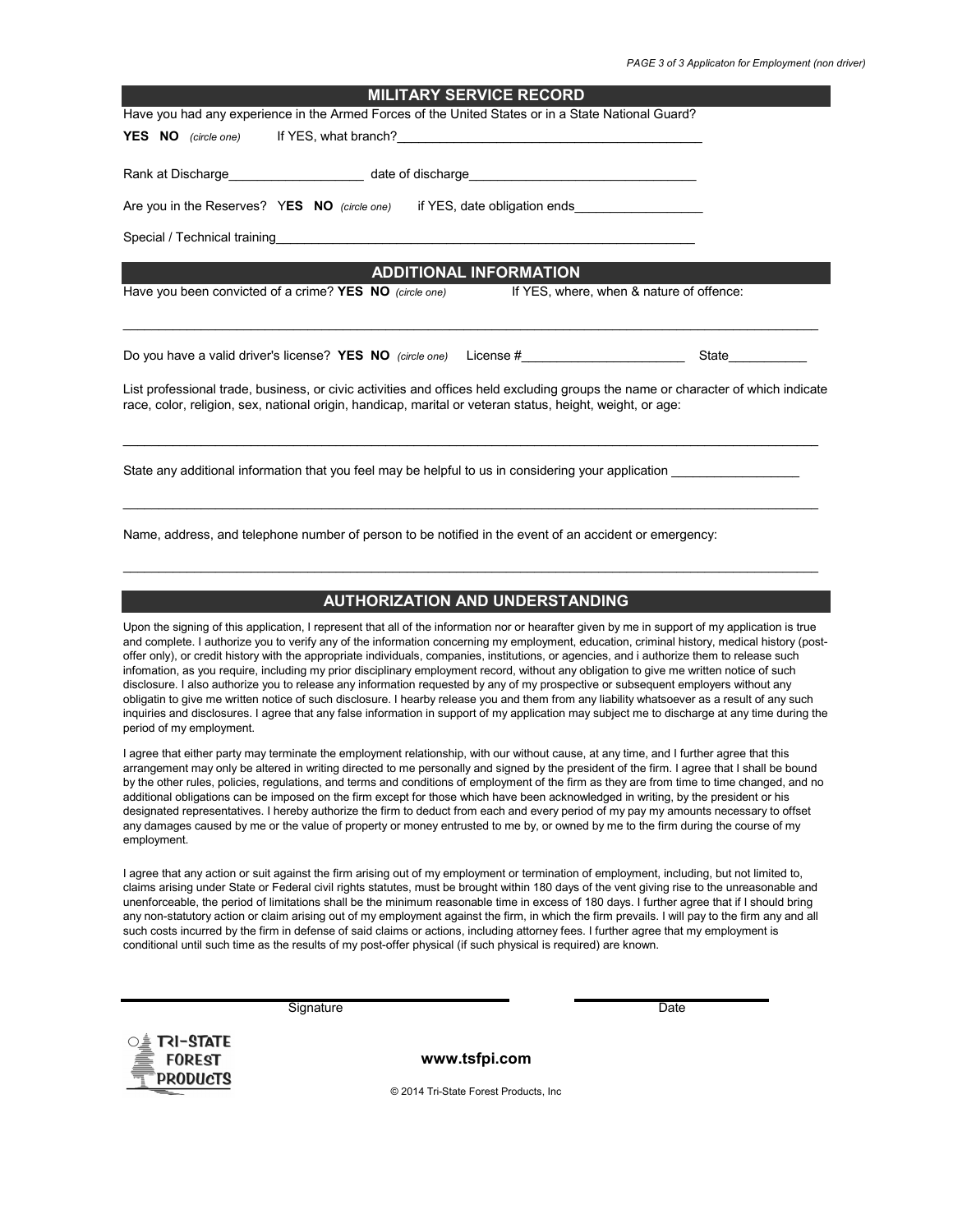## MILITARY SERVICE RECORD

Have you had any experience in the Armed Forces of the United States or in a State National Guard?

**YES NO** *(circle one)* If YES, what branch?____________________________________________

Rank at Discharge___________________ date of discharge________________________________

Are you in the Reserves? Y**ES NO** *(circle one)* if YES, date obligation ends__________________

Special / Technical training____________________________________________________________

## ADDITIONAL INFORMATION

Have you been convicted of a crime? **YES NO** *(circle one)* If YES, where, when & nature of offence:

_____________________________________________________________________________________________________

Do you have a valid driver's license? **YES NO** *(circle one)* License #_______________________ State___________

List professional trade, business, or civic activities and offices held excluding groups the name or character of which indicate race, color, religion, sex, national origin, handicap, marital or veteran status, height, weight, or age:

_____________________________________________________________________________________________________

State any additional information that you feel may be helpful to us in considering your application __________________

_____________________________________________________________________________________________________

Name, address, and telephone number of person to be notified in the event of an accident or emergency:

_____________________________________________________________________________________________________

## AUTHORIZATION AND UNDERSTANDING

Upon the signing of this application, I represent that all of the information nor or hearafter given by me in support of my application is true and complete. I authorize you to verify any of the information concerning my employment, education, criminal history, medical history (post-offer only), or credit history with the appropriate individuals, companies, institutions, or agencies, and i authorize them to release such infomation, as you require, including my prior disciplinary employment record, without any obligation to give me written notice of such disclosure. I also authorize you to release any information requested by any of my prospective or subsequent employers without any obligatin to give me written notice of such disclosure. I hearby release you and them from any liability whatsoever as a result of any such inquiries and disclosures. I agree that any false information in support of my application may subject me to discharge at any time during the period of my employment.

I agree that either party may terminate the employment relationship, with our without cause, at any time, and I further agree that this arrangement may only be altered in writing directed to me personally and signed by the president of the firm. I agree that I shall be bound by the other rules, policies, regulations, and terms and conditions of employment of the firm as they are from time to time changed, and no additional obligations can be imposed on the firm except for those which have been acknowledged in writing, by the president or his designated representatives. I hereby authorize the firm to deduct from each and every period of my pay my amounts necessary to offset any damages caused by me or the value of property or money entrusted to me by, or owned by me to the firm during the course of my employment.

I agree that any action or suit against the firm arising out of my employment or termination of employment, including, but not limited to, claims arising under State or Federal civil rights statutes, must be brought within 180 days of the vent giving rise to the unreasonable and unenforceable, the period of limitations shall be the minimum reasonable time in excess of 180 days. I further agree that if I should bring any non-statutory action or claim arising out of my employment against the firm, in which the firm prevails. I will pay to the firm any and all such costs incurred by the firm in defense of said claims or actions, including attorney fees. I further agree that my employment is conditional until such time as the results of my post-offer physical (if such physical is required) are known.

_______________________________________ Signature

____________________ Date

TRI-STATE FOREST PRODUCTS

**www.tsfpi.com**

© 2014 Tri-State Forest Products, Inc